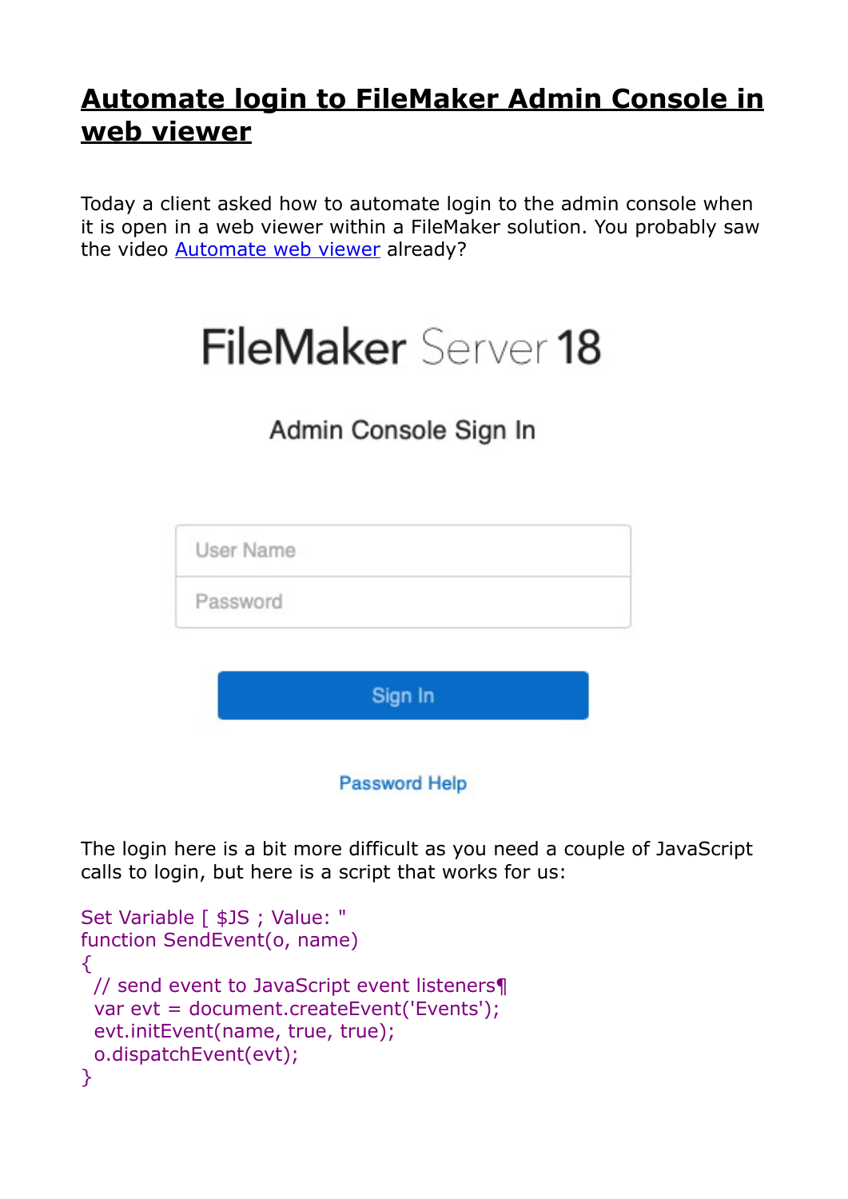# Automate login to FileMaker Admin Console in web viewer

Today a client asked how to automate login to the admin console when it is open in a web viewer within a FileMaker solution. You probably saw the video Automate web viewer already?

The login here is a bit more difficult as you need a couple of JavaScript calls to login, but here is a script that works for us:

```
Set Variable [ $JS ; Value: "
function SendEvent(o, name)
{
  // send event to JavaScript event listeners¶
  var evt = document.createEvent('Events');
  evt.initEvent(name, true, true);
  o.dispatchEvent(evt);
}
```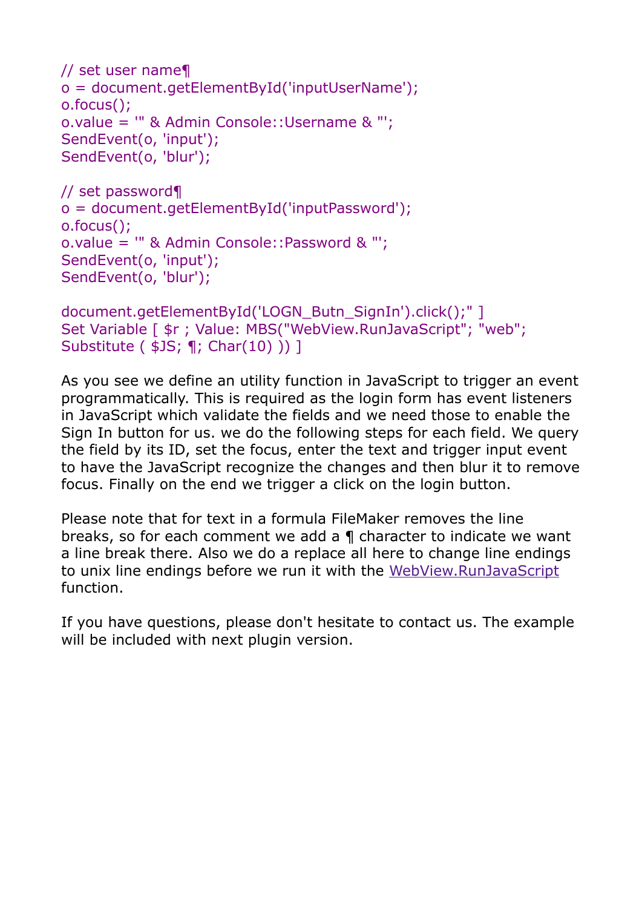```
// set user name¶
o = document.getElementById('inputUserName');
o.focus();
o.value = '" & Admin Console::Username & "';
SendEvent(o, 'input');
SendEvent(o, 'blur');

// set password¶
o = document.getElementById('inputPassword');
o.focus();
o.value = '" & Admin Console::Password & "';
SendEvent(o, 'input');
SendEvent(o, 'blur');

document.getElementById('LOGN_Butn_SignIn').click();" ]
Set Variable [ $r ; Value: MBS("WebView.RunJavaScript"; "web"; Substitute ( $JS; ¶; Char(10) )) ]
```

As you see we define an utility function in JavaScript to trigger an event programmatically. This is required as the login form has event listeners in JavaScript which validate the fields and we need those to enable the Sign In button for us. we do the following steps for each field. We query the field by its ID, set the focus, enter the text and trigger input event to have the JavaScript recognize the changes and then blur it to remove focus. Finally on the end we trigger a click on the login button.

Please note that for text in a formula FileMaker removes the line breaks, so for each comment we add a ¶ character to indicate we want a line break there. Also we do a replace all here to change line endings to unix line endings before we run it with the WebView.RunJavaScript function.

If you have questions, please don't hesitate to contact us. The example will be included with next plugin version.